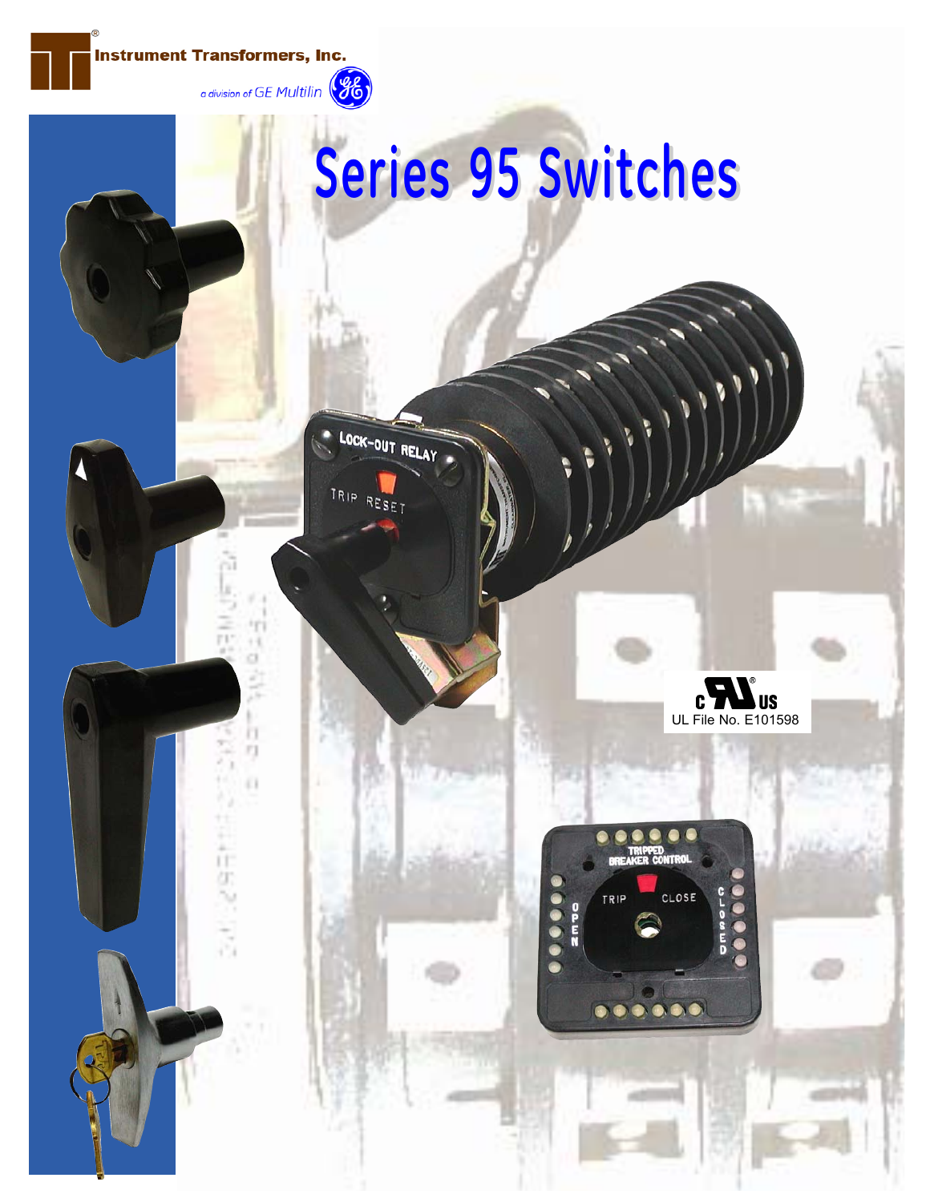Instrument Transformers, Inc.®

a division of GE Multilin

# Series 95 Switches

UL File No. E101598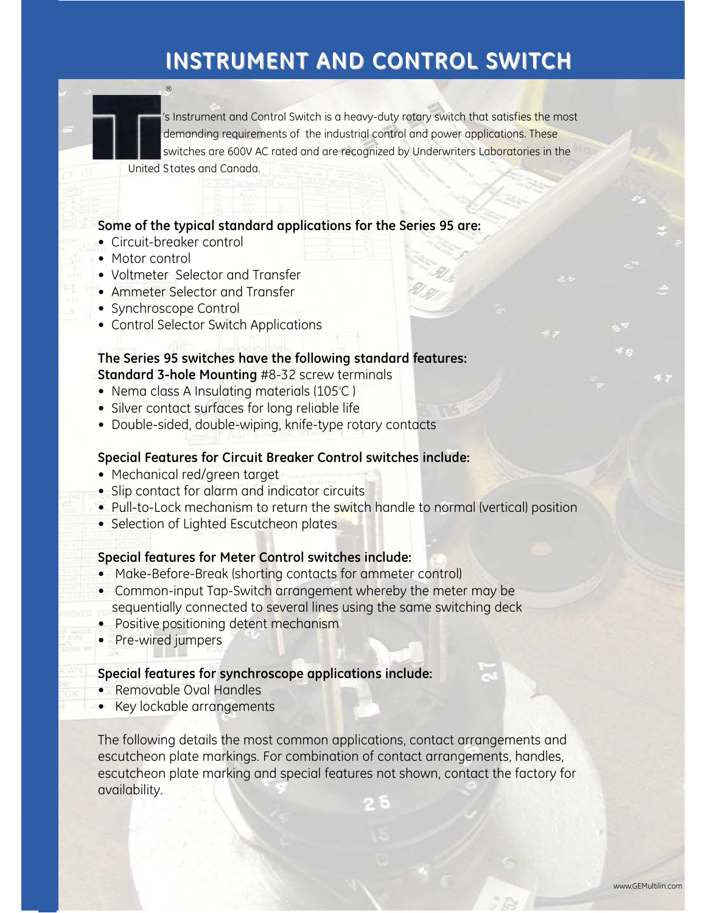# INSTRUMENT AND CONTROL SWITCH

®'s Instrument and Control Switch is a heavy-duty rotary switch that satisfies the most demanding requirements of the industrial control and power applications. These switches are 600V AC rated and are recognized by Underwriters Laboratories in the United States and Canada.

**Some of the typical standard applications for the Series 95 are:**

- Circuit-breaker control
- Motor control
- Voltmeter Selector and Transfer
- Ammeter Selector and Transfer
- Synchroscope Control
- Control Selector Switch Applications

**The Series 95 switches have the following standard features:**
**Standard 3-hole Mounting** #8-32 screw terminals

- Nema class A Insulating materials (105°C )
- Silver contact surfaces for long reliable life
- Double-sided, double-wiping, knife-type rotary contacts

**Special Features for Circuit Breaker Control switches include:**

- Mechanical red/green target
- Slip contact for alarm and indicator circuits
- Pull-to-Lock mechanism to return the switch handle to normal (vertical) position
- Selection of Lighted Escutcheon plates

**Special features for Meter Control switches include:**

- Make-Before-Break (shorting contacts for ammeter control)
- Common-input Tap-Switch arrangement whereby the meter may be sequentially connected to several lines using the same switching deck
- Positive positioning detent mechanism
- Pre-wired jumpers

**Special features for synchroscope applications include:**

- Removable Oval Handles
- Key lockable arrangements

The following details the most common applications, contact arrangements and escutcheon plate markings. For combination of contact arrangements, handles, escutcheon plate marking and special features not shown, contact the factory for availability.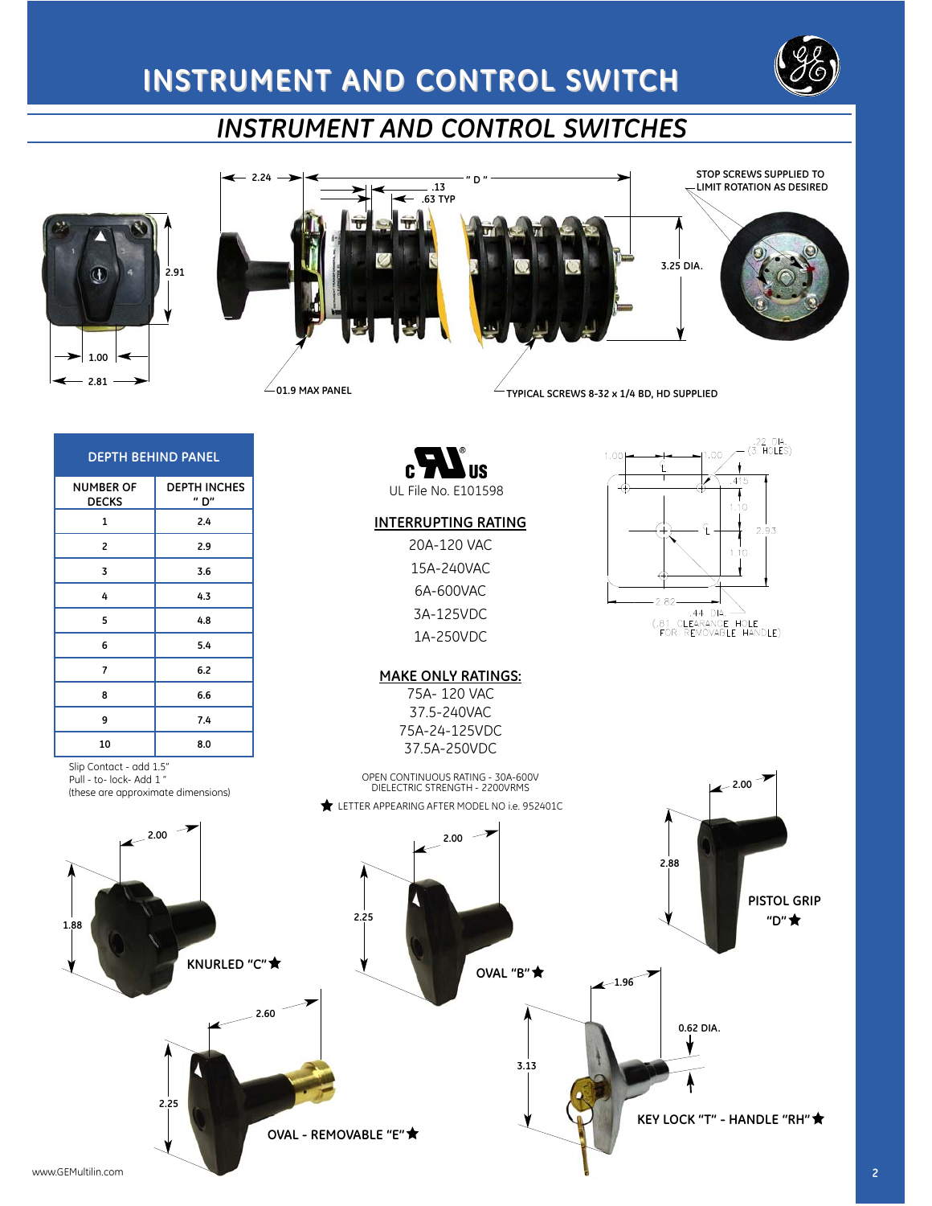# INSTRUMENT AND CONTROL SWITCH

## INSTRUMENT AND CONTROL SWITCHES

2.24 — " D " — .13 — .63 TYP

STOP SCREWS SUPPLIED TO LIMIT ROTATION AS DESIRED

2.91 — 1.00 — 2.81 — 3.25 DIA.

01.9 MAX PANEL

TYPICAL SCREWS 8-32 x 1/4 BD, HD SUPPLIED

| DEPTH BEHIND PANEL | |
|---|---|
| NUMBER OF DECKS | DEPTH INCHES " D" |
| 1 | 2.4 |
| 2 | 2.9 |
| 3 | 3.6 |
| 4 | 4.3 |
| 5 | 4.8 |
| 6 | 5.4 |
| 7 | 6.2 |
| 8 | 6.6 |
| 9 | 7.4 |
| 10 | 8.0 |

Slip Contact - add 1.5"
Pull - to- lock- Add 1 "
(these are approximate dimensions)

UL File No. E101598

**INTERRUPTING RATING**

20A-120 VAC
15A-240VAC
6A-600VAC
3A-125VDC
1A-250VDC

**MAKE ONLY RATINGS:**

75A- 120 VAC
37.5-240VAC
75A-24-125VDC
37.5A-250VDC

OPEN CONTINUOUS RATING - 30A-600V
DIELECTRIC STRENGTH - 2200VRMS

★ LETTER APPEARING AFTER MODEL NO i.e. 952401C

1.00 — 1.00 — .22 DIA. (3 HOLES) — .415 — 1.10 — 2.93 — 1.10 — 2.82 — .44 DIA. (.81 CLEARANCE HOLE FOR REMOVABLE HANDLE)

2.00 — 1.88 — KNURLED "C"★

2.00 — 2.25 — OVAL "B"★

2.00 — 2.88 — PISTOL GRIP "D"★

2.60 — 2.25 — OVAL - REMOVABLE "E"★

1.96 — 0.62 DIA. — 3.13 — KEY LOCK "T" - HANDLE "RH"★

www.GEMultilin.com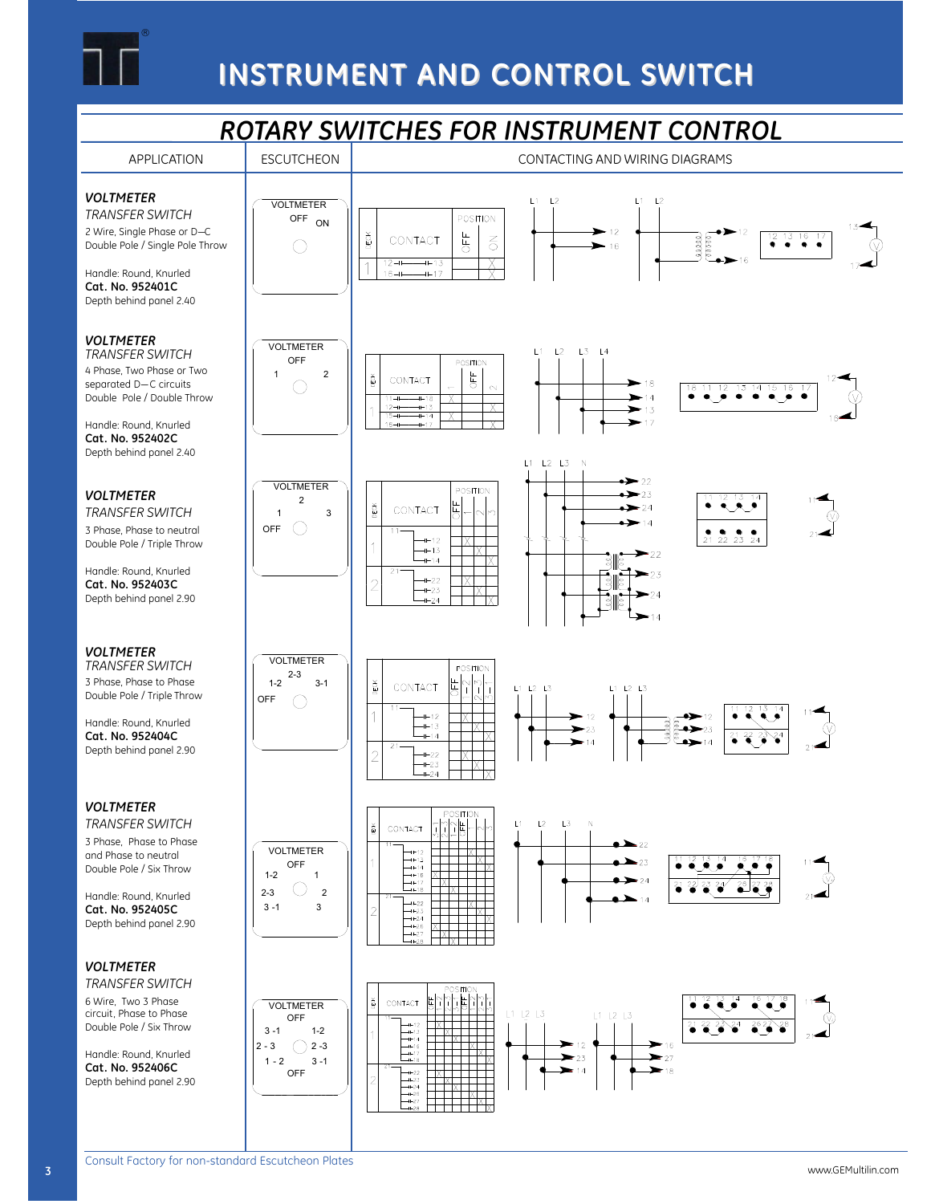# INSTRUMENT AND CONTROL SWITCH

## ROTARY SWITCHES FOR INSTRUMENT CONTROL

| APPLICATION | ESCUTCHEON | CONTACTING AND WIRING DIAGRAMS |
|---|---|---|
| ***VOLTMETER*** *TRANSFER SWITCH* 2 Wire, Single Phase or D—C Double Pole / Single Pole Throw<br><br>Handle: Round, Knurled **Cat. No. 952401C** Depth behind panel 2.40 | VOLTMETER<br>OFF ON | |
| ***VOLTMETER*** *TRANSFER SWITCH* 4 Phase, Two Phase or Two separated D—C circuits Double Pole / Double Throw<br><br>Handle: Round, Knurled **Cat. No. 952402C** Depth behind panel 2.40 | VOLTMETER<br>OFF<br>1 2 | |
| ***VOLTMETER*** *TRANSFER SWITCH* 3 Phase, Phase to neutral Double Pole / Triple Throw<br><br>Handle: Round, Knurled **Cat. No. 952403C** Depth behind panel 2.90 | VOLTMETER<br>2<br>1 3<br>OFF | |
| ***VOLTMETER*** *TRANSFER SWITCH* 3 Phase, Phase to Phase Double Pole / Triple Throw<br><br>Handle: Round, Knurled **Cat. No. 952404C** Depth behind panel 2.90 | VOLTMETER<br>2-3<br>1-2 3-1<br>OFF | |
| ***VOLTMETER*** *TRANSFER SWITCH* 3 Phase, Phase to Phase and Phase to neutral Double Pole / Six Throw<br><br>Handle: Round, Knurled **Cat. No. 952405C** Depth behind panel 2.90 | VOLTMETER<br>OFF<br>1-2 1<br>2-3 2<br>3-1 3 | |
| ***VOLTMETER*** *TRANSFER SWITCH* 6 Wire, Two 3 Phase circuit, Phase to Phase Double Pole / Six Throw<br><br>Handle: Round, Knurled **Cat. No. 952406C** Depth behind panel 2.90 | VOLTMETER<br>OFF<br>3-1 1-2<br>2-3 2-3<br>1-2 3-1<br>OFF | |

Consult Factory for non-standard Escutcheon Plates

www.GEMultilin.com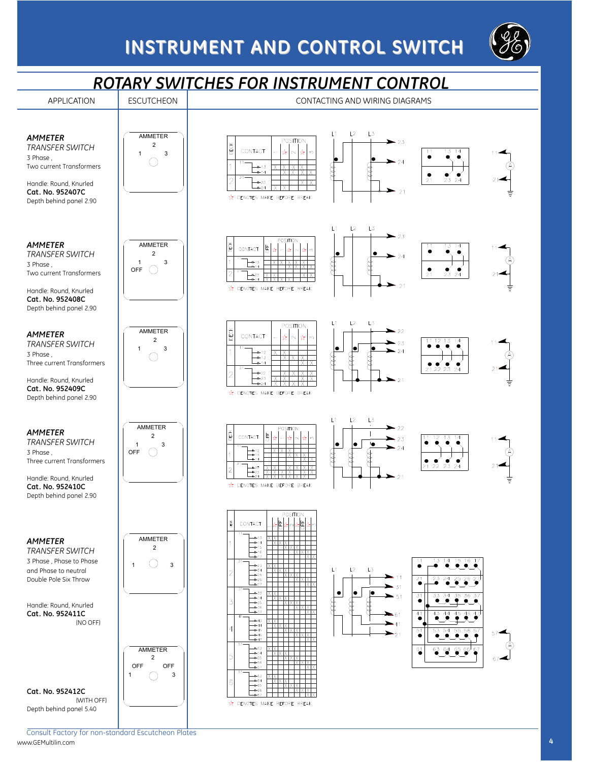# INSTRUMENT AND CONTROL SWITCH

## ROTARY SWITCHES FOR INSTRUMENT CONTROL

| APPLICATION | ESCUTCHEON | CONTACTING AND WIRING DIAGRAMS |
|---|---|---|
| ***AMMETER*** *TRANSFER SWITCH* 3 Phase, Two current Transformers<br><br>Handle: Round, Knurled<br>**Cat. No. 952407C**<br>Depth behind panel 2.90 | AMMETER 2, 1, 3 | ☆ DENOTES MAKE BEFORE BREAK |
| ***AMMETER*** *TRANSFER SWITCH* 3 Phase, Two current Transformers<br><br>Handle: Round, Knurled<br>**Cat. No. 952408C**<br>Depth behind panel 2.90 | AMMETER 2, 1, 3, OFF | ☆ DENOTES MAKE BEFORE BREAK |
| ***AMMETER*** *TRANSFER SWITCH* 3 Phase, Three current Transformers<br><br>Handle: Round, Knurled<br>**Cat. No. 952409C**<br>Depth behind panel 2.90 | AMMETER 2, 1, 3 | ☆ DENOTES MAKE BEFORE BREAK |
| ***AMMETER*** *TRANSFER SWITCH* 3 Phase, Three current Transformers<br><br>Handle: Round, Knurled<br>**Cat. No. 952410C**<br>Depth behind panel 2.90 | AMMETER 2, 1, 3, OFF | ☆ DENOTES MAKE BEFORE BREAK |
| ***AMMETER*** *TRANSFER SWITCH* 3 Phase, Phase to Phase and Phase to neutral Double Pole Six Throw<br><br>Handle: Round, Knurled<br>**Cat. No. 952411C** (NO OFF)<br><br>**Cat. No. 952412C** (WITH OFF)<br>Depth behind panel 5.40 | AMMETER 2, 1, 3<br><br>AMMETER 2, OFF, OFF, 1, 3 | ☆ DENOTES MAKE BEFORE BREAK |

Consult Factory for non-standard Escutcheon Plates

www.GEMultilin.com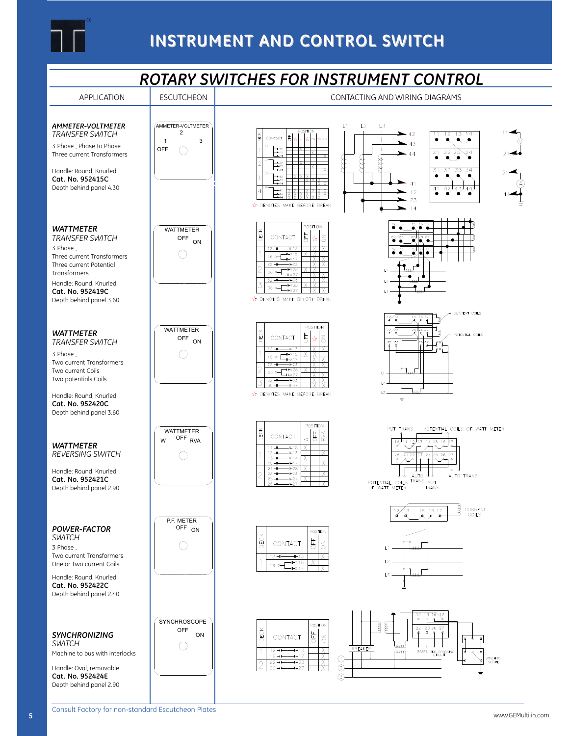# INSTRUMENT AND CONTROL SWITCH

## ROTARY SWITCHES FOR INSTRUMENT CONTROL

| APPLICATION | ESCUTCHEON | CONTACTING AND WIRING DIAGRAMS |
|---|---|---|
| ***AMMETER-VOLTMETER*** *TRANSFER SWITCH*<br>3 Phase , Phase to Phase<br>Three current Transformers<br><br>Handle: Round, Knurled<br>**Cat. No. 952415C**<br>Depth behind panel 4.30 | AMMETER-VOLTMETER<br>1 2 3<br>OFF | ☆ DENOTES MAKE BEFORE BREAK |
| ***WATTMETER*** *TRANSFER SWITCH*<br>3 Phase ,<br>Three current Transformers<br>Three current Potential Transformers<br>Handle: Round, Knurled<br>**Cat. No. 952419C**<br>Depth behind panel 3.60 | WATTMETER<br>OFF ON | ☆ DENOTES MAKE BEFORE BREAK |
| ***WATTMETER*** *TRANSFER SWITCH*<br>3 Phase ,<br>Two current Transformers<br>Two current Coils<br>Two potentials Coils<br><br>Handle: Round, Knurled<br>**Cat. No. 952420C**<br>Depth behind panel 3.60 | WATTMETER<br>OFF ON | ☆ DENOTES MAKE BEFORE BREAK |
| ***WATTMETER*** *REVERSING SWITCH*<br><br>Handle: Round, Knurled<br>**Cat. No. 952421C**<br>Depth behind panel 2.90 | WATTMETER<br>W OFF RVA | |
| ***POWER-FACTOR*** *SWITCH*<br>3 Phase ,<br>Two current Transformers<br>One or Two current Coils<br><br>Handle: Round, Knurled<br>**Cat. No. 952422C**<br>Depth behind panel 2.40 | P.F. METER<br>OFF ON | |
| ***SYNCHRONIZING*** *SWITCH*<br>Machine to bus with interlocks<br><br>Handle: Oval, removable<br>**Cat. No. 952424E**<br>Depth behind panel 2.90 | SYNCHROSCOPE<br>OFF ON | |

Consult Factory for non-standard Escutcheon Plates

www.GEMultilin.com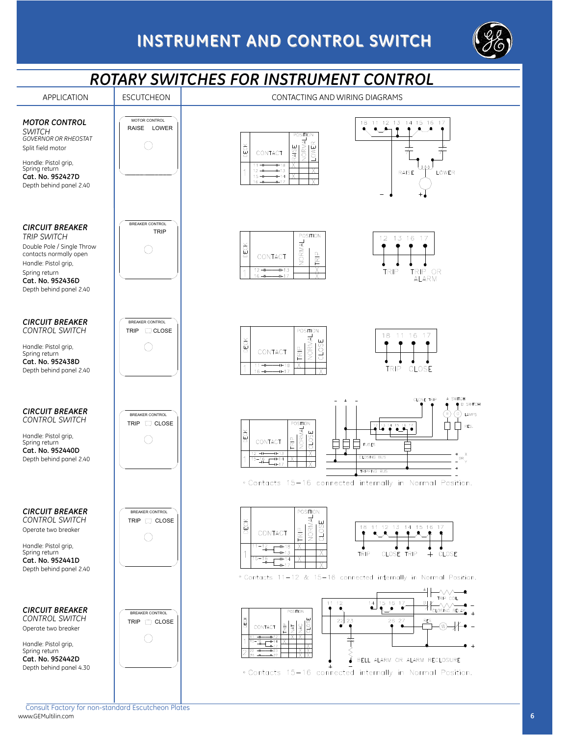# INSTRUMENT AND CONTROL SWITCH

## ROTARY SWITCHES FOR INSTRUMENT CONTROL

| APPLICATION | ESCUTCHEON | CONTACTING AND WIRING DIAGRAMS |
|---|---|---|
| ***MOTOR CONTROL*** *SWITCH* *GOVERNOR OR RHEOSTAT* Split field motor. Handle: Pistol grip, Spring return. **Cat. No. 952427D** Depth behind panel 2.40 | MOTOR CONTROL — RAISE LOWER | |
| ***CIRCUIT BREAKER*** *TRIP SWITCH* Double Pole / Single Throw contacts normally open. Handle: Pistol grip, Spring return. **Cat. No. 952436D** Depth behind panel 2.40 | BREAKER CONTROL — TRIP | |
| ***CIRCUIT BREAKER*** *CONTROL SWITCH* Handle: Pistol grip, Spring return. **Cat. No. 952438D** Depth behind panel 2.40 | BREAKER CONTROL — TRIP CLOSE | |
| ***CIRCUIT BREAKER*** *CONTROL SWITCH* Handle: Pistol grip, Spring return. **Cat. No. 952440D** Depth behind panel 2.40 | BREAKER CONTROL — TRIP CLOSE | * Contacts 15–16 connected internally in Normal Position. |
| ***CIRCUIT BREAKER*** *CONTROL SWITCH* Operate two breaker. Handle: Pistol grip, Spring return. **Cat. No. 952441D** Depth behind panel 2.40 | BREAKER CONTROL — TRIP CLOSE | * Contacts 11–12 & 15–16 connected internally in Normal Position. |
| ***CIRCUIT BREAKER*** *CONTROL SWITCH* Operate two breaker. Handle: Pistol grip, Spring return. **Cat. No. 952442D** Depth behind panel 4.30 | BREAKER CONTROL — TRIP CLOSE | * Contacts 15–16 connected internally in Normal Position. |

Consult Factory for non-standard Escutcheon Plates

www.GEMultilin.com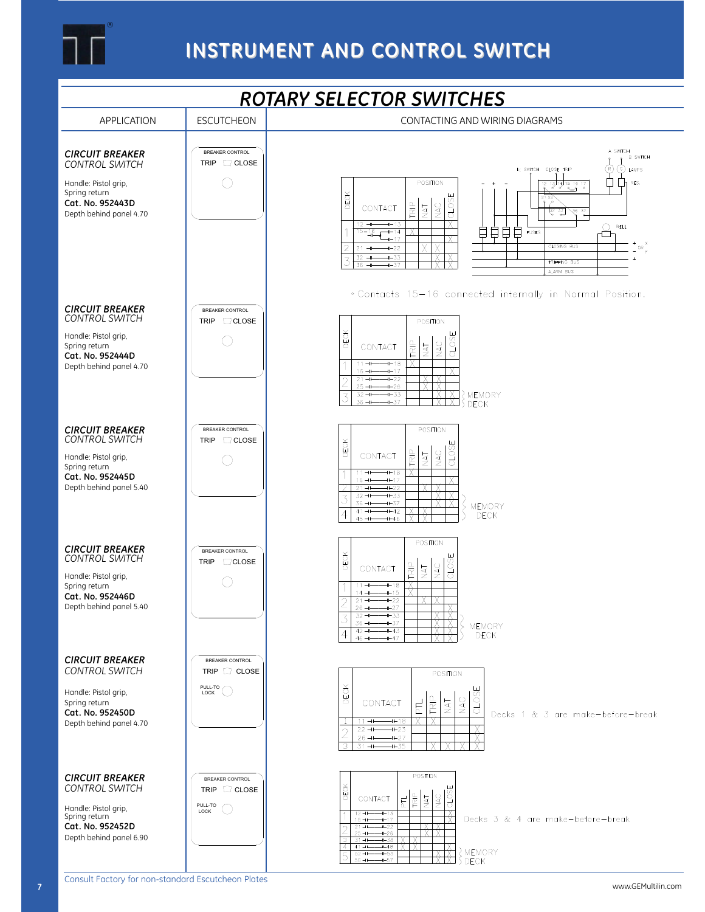# INSTRUMENT AND CONTROL SWITCH

## ROTARY SELECTOR SWITCHES

| APPLICATION | ESCUTCHEON | CONTACTING AND WIRING DIAGRAMS |
|---|---|---|

### *CIRCUIT BREAKER* CONTROL SWITCH

Handle: Pistol grip, Spring return
**Cat. No. 952443D**
Depth behind panel 4.70

Escutcheon: BREAKER CONTROL — TRIP / CLOSE

| DECK | CONTACT | TRIP | NAT | NAC | CLOSE |
|---|---|---|---|---|---|
| 1 | 12 — 13 | | | | X |
| | 15 — 16 — 14 | X | | | |
| | 17 | | | | X |
| 2 | 21 — 22 | | X | X | |
| 3 | 32 — 33 | | | X | X |
| | 36 — 37 | | | X | X |

• Contacts 15—16 connected internally in Normal Position.

### *CIRCUIT BREAKER* CONTROL SWITCH

Handle: Pistol grip, Spring return
**Cat. No. 952444D**
Depth behind panel 4.70

Escutcheon: BREAKER CONTROL — TRIP / CLOSE

| DECK | CONTACT | TRIP | NAT | NAC | CLOSE |
|---|---|---|---|---|---|
| 1 | 11 — 18 | X | | | |
| | 16 — 17 | | | | X |
| 2 | 21 — 22 | | X | X | |
| | 25 — 26 | | X | X | |
| 3 | 32 — 33 | | | X | X |
| | 36 — 37 | | | X | X |

Deck 3: MEMORY DECK

### *CIRCUIT BREAKER* CONTROL SWITCH

Handle: Pistol grip, Spring return
**Cat. No. 952445D**
Depth behind panel 5.40

Escutcheon: BREAKER CONTROL — TRIP / CLOSE

| DECK | CONTACT | TRIP | NAT | NAC | CLOSE |
|---|---|---|---|---|---|
| 1 | 11 — 18 | X | | | |
| | 16 — 17 | | | | X |
| 2 | 21 — 22 | | X | X | |
| 3 | 32 — 33 | | | X | X |
| | 36 — 37 | | | X | X |
| 4 | 41 — 42 | X | X | | |
| | 45 — 46 | X | X | | |

Decks 3 and 4: MEMORY DECK

### *CIRCUIT BREAKER* CONTROL SWITCH

Handle: Pistol grip, Spring return
**Cat. No. 952446D**
Depth behind panel 5.40

Escutcheon: BREAKER CONTROL — TRIP / CLOSE

| DECK | CONTACT | TRIP | NAT | NAC | CLOSE |
|---|---|---|---|---|---|
| 1 | 11 — 18 | X | | | |
| | 14 — 15 | X | | | |
| 2 | 21 — 22 | | X | X | |
| | 26 — 27 | | | | X |
| 3 | 32 — 33 | | | X | X |
| | 36 — 37 | | | X | X |
| 4 | 42 — 43 | | | X | X |
| | 46 — 47 | | | X | X |

Decks 3 and 4: MEMORY DECK

### *CIRCUIT BREAKER* CONTROL SWITCH

Handle: Pistol grip, Spring return
**Cat. No. 952450D**
Depth behind panel 4.70

Escutcheon: BREAKER CONTROL — TRIP / CLOSE, PULL-TO LOCK

| DECK | CONTACT | PTL | TRIP | NAT | NAC | CLOSE |
|---|---|---|---|---|---|---|
| 1 | 11 — 18 | X | X | | | |
| 2 | 22 — 23 | | | | | X |
| | 26 — 27 | | | | | X |
| 3 | 31 — 35 | | X | X | X | X |

Decks 1 & 3 are make-before-break

### *CIRCUIT BREAKER* CONTROL SWITCH

Handle: Pistol grip, Spring return
**Cat. No. 952452D**
Depth behind panel 6.90

Escutcheon: BREAKER CONTROL — TRIP / CLOSE, PULL-TO LOCK

| DECK | CONTACT | PTL | TRIP | NAT | NAC | CLOSE |
|---|---|---|---|---|---|---|
| 1 | 12 — 13 | | | | | X |
| | 16 — 17 | | | | | X |
| 2 | 21 — 22 | | | X | X | |
| | 25 — 26 | | | X | X | |
| 3 | 31 — 38 | X | X | | | |
| 4 | 41 — 48 | X | X | | | X |
| 5 | 52 — 53 | | | | X | X |
| | 56 — 57 | | | | X | X |

Decks 3 & 4 are make-before-break

Deck 5: MEMORY DECK

Consult Factory for non-standard Escutcheon Plates

www.GEMultilin.com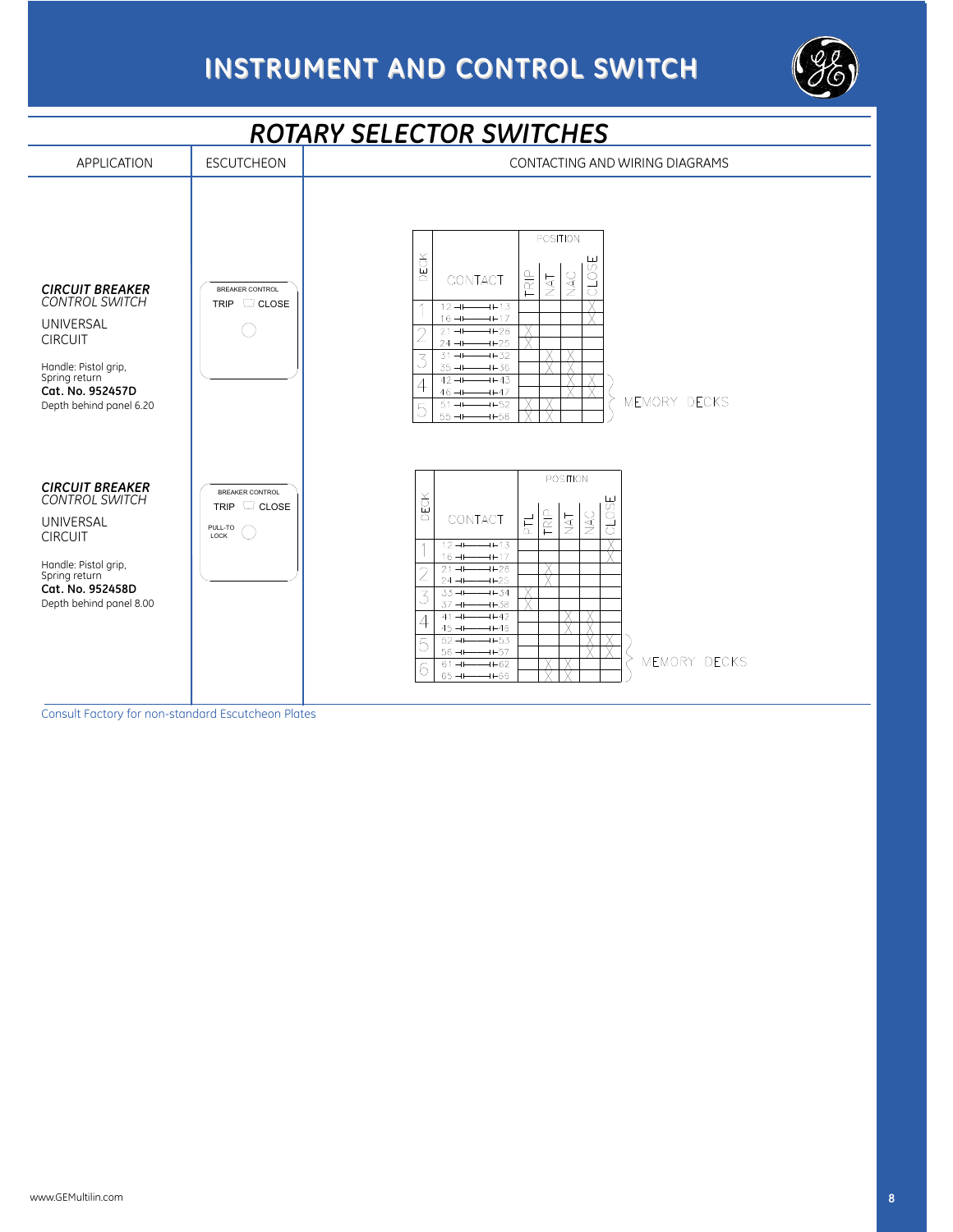# INSTRUMENT AND CONTROL SWITCH

## ROTARY SELECTOR SWITCHES

| APPLICATION | ESCUTCHEON | CONTACTING AND WIRING DIAGRAMS |
|---|---|---|
| ***CIRCUIT BREAKER*** *CONTROL SWITCH*<br>UNIVERSAL CIRCUIT<br>Handle: Pistol grip, Spring return<br>**Cat. No. 952457D**<br>Depth behind panel 6.20 | BREAKER CONTROL<br>TRIP CLOSE | See table below |
| ***CIRCUIT BREAKER*** *CONTROL SWITCH*<br>UNIVERSAL CIRCUIT<br>Handle: Pistol grip, Spring return<br>**Cat. No. 952458D**<br>Depth behind panel 8.00 | BREAKER CONTROL<br>TRIP CLOSE<br>PULL-TO LOCK | See table below |

**Cat. No. 952457D**

| DECK | CONTACT | TRIP | NAT | NAC | CLOSE |
|---|---|---|---|---|---|
| 1 | 12 — 13 | | | | X |
| | 16 — 17 | | | | X |
| 2 | 21 — 28 | X | | | |
| | 24 — 25 | X | | | |
| 3 | 31 — 32 | | X | X | |
| | 35 — 36 | | X | X | |
| 4 | 42 — 43 | | | X | X |
| | 46 — 47 | | | X | X |
| 5 | 51 — 52 | X | X | | |
| | 55 — 56 | X | X | | |

Decks 4 and 5: MEMORY DECKS

**Cat. No. 952458D**

| DECK | CONTACT | PTL | TRIP | NAT | NAC | CLOSE |
|---|---|---|---|---|---|---|
| 1 | 12 — 13 | | | | | X |
| | 16 — 17 | | | | | X |
| 2 | 21 — 28 | | X | | | |
| | 24 — 25 | | X | | | |
| 3 | 33 — 34 | X | | | | |
| | 37 — 38 | X | | | | |
| 4 | 41 — 42 | | | X | X | |
| | 45 — 46 | | | X | X | |
| 5 | 52 — 53 | | | | X | X |
| | 56 — 57 | | | | X | X |
| 6 | 61 — 62 | | X | X | | |
| | 65 — 66 | | X | X | | |

Decks 5 and 6: MEMORY DECKS

Consult Factory for non-standard Escutcheon Plates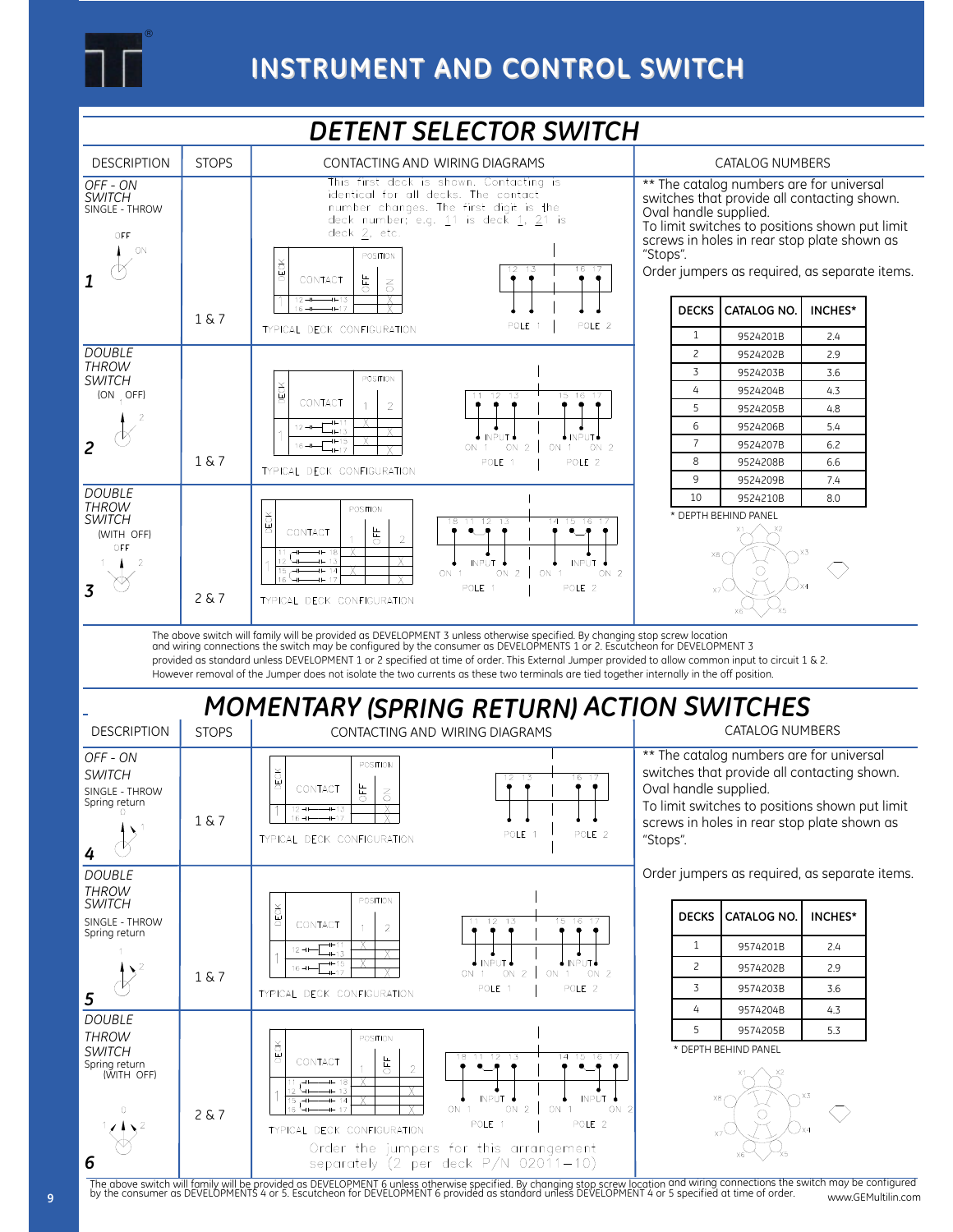# INSTRUMENT AND CONTROL SWITCH

## DETENT SELECTOR SWITCH

| DESCRIPTION | STOPS | CONTACTING AND WIRING DIAGRAMS |
|---|---|---|
| OFF - ON SWITCH SINGLE - THROW **1** | 1 & 7 | This first deck is shown. Contacting is identical for all decks. The contact number changes. The first digit is the deck number; e.g. 11 is deck 1, 21 is deck 2, etc. TYPICAL DECK CONFIGURATION |
| DOUBLE THROW SWITCH (ON OFF) **2** | 1 & 7 | TYPICAL DECK CONFIGURATION |
| DOUBLE THROW SWITCH (WITH OFF) **3** | 2 & 7 | TYPICAL DECK CONFIGURATION |

**CATALOG NUMBERS**

** The catalog numbers are for universal switches that provide all contacting shown. Oval handle supplied.
To limit switches to positions shown put limit screws in holes in rear stop plate shown as "Stops".
Order jumpers as required, as separate items.

| DECKS | CATALOG NO. | INCHES* |
|---|---|---|
| 1 | 9524201B | 2.4 |
| 2 | 9524202B | 2.9 |
| 3 | 9524203B | 3.6 |
| 4 | 9524204B | 4.3 |
| 5 | 9524205B | 4.8 |
| 6 | 9524206B | 5.4 |
| 7 | 9524207B | 6.2 |
| 8 | 9524208B | 6.6 |
| 9 | 9524209B | 7.4 |
| 10 | 9524210B | 8.0 |

\* DEPTH BEHIND PANEL

The above switch will family will be provided as DEVELOPMENT 3 unless otherwise specified. By changing stop screw location and wiring connections the switch may be configured by the consumer as DEVELOPMENTS 1 or 2. Escutcheon for DEVELOPMENT 3 provided as standard unless DEVELOPMENT 1 or 2 specified at time of order. This External Jumper provided to allow common input to circuit 1 & 2. However removal of the Jumper does not isolate the two currents as these two terminals are tied together internally in the off position.

## MOMENTARY (SPRING RETURN) ACTION SWITCHES

| DESCRIPTION | STOPS | CONTACTING AND WIRING DIAGRAMS |
|---|---|---|
| OFF - ON SWITCH SINGLE - THROW Spring return **4** | 1 & 7 | TYPICAL DECK CONFIGURATION |
| DOUBLE THROW SWITCH SINGLE - THROW Spring return **5** | 1 & 7 | TYPICAL DECK CONFIGURATION |
| DOUBLE THROW SWITCH Spring return (WITH OFF) **6** | 2 & 7 | TYPICAL DECK CONFIGURATION. Order the jumpers for this arrangement separately (2 per deck P/N 0201l-10) |

**CATALOG NUMBERS**

** The catalog numbers are for universal switches that provide all contacting shown. Oval handle supplied.
To limit switches to positions shown put limit screws in holes in rear stop plate shown as "Stops".

Order jumpers as required, as separate items.

| DECKS | CATALOG NO. | INCHES* |
|---|---|---|
| 1 | 9574201B | 2.4 |
| 2 | 9574202B | 2.9 |
| 3 | 9574203B | 3.6 |
| 4 | 9574204B | 4.3 |
| 5 | 9574205B | 5.3 |

\* DEPTH BEHIND PANEL

The above switch will family will be provided as DEVELOPMENT 6 unless otherwise specified. By changing stop screw location and wiring connections the switch may be configured by the consumer as DEVELOPMENTS 4 or 5. Escutcheon for DEVELOPMENT 6 provided as standard unless DEVELOPMENT 4 or 5 specified at time of order.

www.GEMultilin.com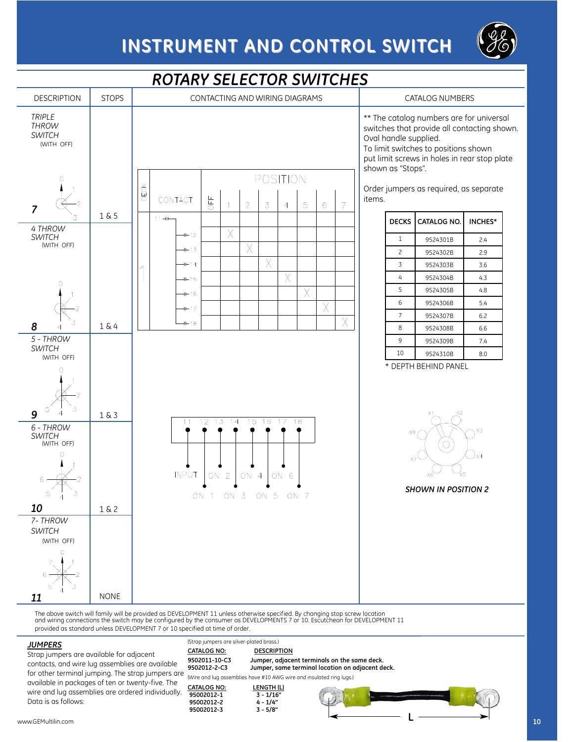# INSTRUMENT AND CONTROL SWITCH

## ROTARY SELECTOR SWITCHES

| DESCRIPTION | STOPS |
|---|---|
| *TRIPLE THROW SWITCH* (WITH OFF) — **7** | 1 & 5 |
| *4 THROW SWITCH* (WITH OFF) — **8** | 1 & 4 |
| *5 - THROW SWITCH* (WITH OFF) — **9** | 1 & 3 |
| *6 - THROW SWITCH* (WITH OFF) — **10** | 1 & 2 |
| *7- THROW SWITCH* (WITH OFF) — **11** | NONE |

### CONTACTING AND WIRING DIAGRAMS

| DECK | CONTACT | OFF | 1 | 2 | 3 | 4 | 5 | 6 | 7 |
|---|---|---|---|---|---|---|---|---|---|
| 1 | 11-12 | | X | | | | | | |
| | 11-13 | | | X | | | | | |
| | 11-14 | | | | X | | | | |
| | 11-15 | | | | | X | | | |
| | 11-16 | | | | | | X | | |
| | 11-17 | | | | | | | X | |
| | 11-18 | | | | | | | | X |

Terminals: 11 12 13 14 15 16 17 18

INPUT, ON 1, ON 2, ON 3, ON 4, ON 5, ON 6, ON 7

### CATALOG NUMBERS

** The catalog numbers are for universal switches that provide all contacting shown. Oval handle supplied.
To limit switches to positions shown put limit screws in holes in rear stop plate shown as "Stops".

Order jumpers as required, as separate items.

| DECKS | CATALOG NO. | INCHES* |
|---|---|---|
| 1 | 9524301B | 2.4 |
| 2 | 9524302B | 2.9 |
| 3 | 9524303B | 3.6 |
| 4 | 9524304B | 4.3 |
| 5 | 9524305B | 4.8 |
| 6 | 9524306B | 5.4 |
| 7 | 9524307B | 6.2 |
| 8 | 9524308B | 6.6 |
| 9 | 9524309B | 7.4 |
| 10 | 9524310B | 8.0 |

\* DEPTH BEHIND PANEL

X1 X2 X3 X4 X5 X6 X7 X8

***SHOWN IN POSITION 2***

The above switch will family will be provided as DEVELOPMENT 11 unless otherwise specified. By changing stop screw location and wiring connections the switch may be configured by the consumer as DEVELOPMENTS 7 or 10. Escutcheon for DEVELOPMENT 11 provided as standard unless DEVELOPMENT 7 or 10 specified at time of order.

### *JUMPERS*

Strap jumpers are available for adjacent contacts, and wire lug assemblies are available for other terminal jumping. The strap jumpers are available in packages of ten or twenty-five. The wire and lug assemblies are ordered individually. Data is as follows:

(Strap jumpers are silver-plated brass.)

| CATALOG NO: | DESCRIPTION |
|---|---|
| **9502011-10-C3** | **Jumper, adjacent terminals on the same deck.** |
| **9502012-2-C3** | **Jumper, same terminal location on adjacent deck.** |

(Wire and lug assemblies have #10 AWG wire and insulated ring lugs.)

| CATALOG NO: | LENGTH (L) |
|---|---|
| **95002012-1** | **3 - 1/16"** |
| **95002012-2** | **4 - 1/4"** |
| **95002012-3** | **3 - 5/8"** |

www.GEMultilin.com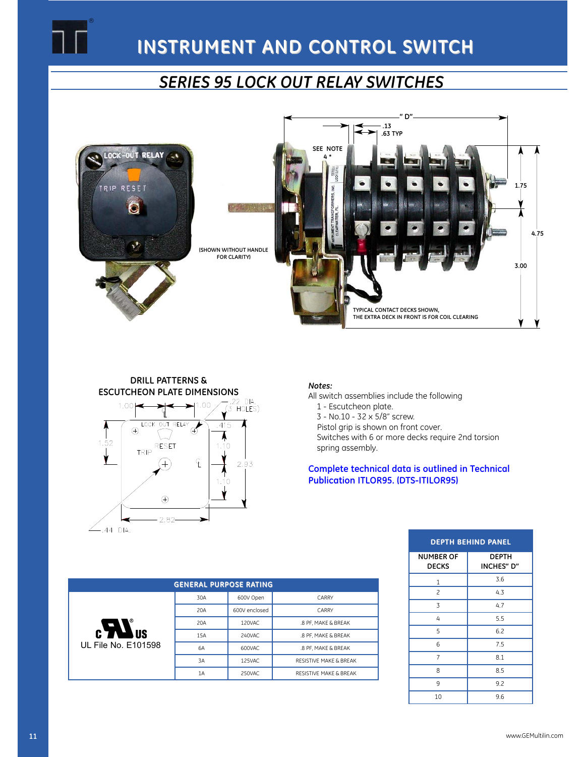# INSTRUMENT AND CONTROL SWITCH

## SERIES 95 LOCK OUT RELAY SWITCHES

"D"

.13

.63 TYP

SEE NOTE 4 *

1.75

4.75

3.00

(SHOWN WITHOUT HANDLE FOR CLARITY)

TYPICAL CONTACT DECKS SHOWN, THE EXTRA DECK IN FRONT IS FOR COIL CLEARING

### DRILL PATTERNS & ESCUTCHEON PLATE DIMENSIONS

1.00 1.00 .22 DIA. (3 HOLES) 1.52 .415 1.10 2.93 1.10 2.82 .44 DIA.

LOCK OUT RELAY TRIP RESET

***Notes:***

All switch assemblies include the following

- 1 - Escutcheon plate.
- 3 - No.10 - 32 x 5/8" screw.
- Pistol grip is shown on front cover.
- Switches with 6 or more decks require 2nd torsion spring assembly.

**Complete technical data is outlined in Technical Publication ITLOR95. (DTS-ITILOR95)**

| DEPTH BEHIND PANEL | |
|---|---|
| NUMBER OF DECKS | DEPTH INCHES" D" |
| 1 | 3.6 |
| 2 | 4.3 |
| 3 | 4.7 |
| 4 | 5.5 |
| 5 | 6.2 |
| 6 | 7.5 |
| 7 | 8.1 |
| 8 | 8.5 |
| 9 | 9.2 |
| 10 | 9.6 |

| GENERAL PURPOSE RATING | | | |
|---|---|---|---|
| c UL us<br>UL File No. E101598 | 30A | 600V Open | CARRY |
| | 20A | 600V enclosed | CARRY |
| | 20A | 120VAC | .8 PF, MAKE & BREAK |
| | 15A | 240VAC | .8 PF, MAKE & BREAK |
| | 6A | 600VAC | .8 PF, MAKE & BREAK |
| | 3A | 125VAC | RESISTIVE MAKE & BREAK |
| | 1A | 250VAC | RESISTIVE MAKE & BREAK |

www.GEMultilin.com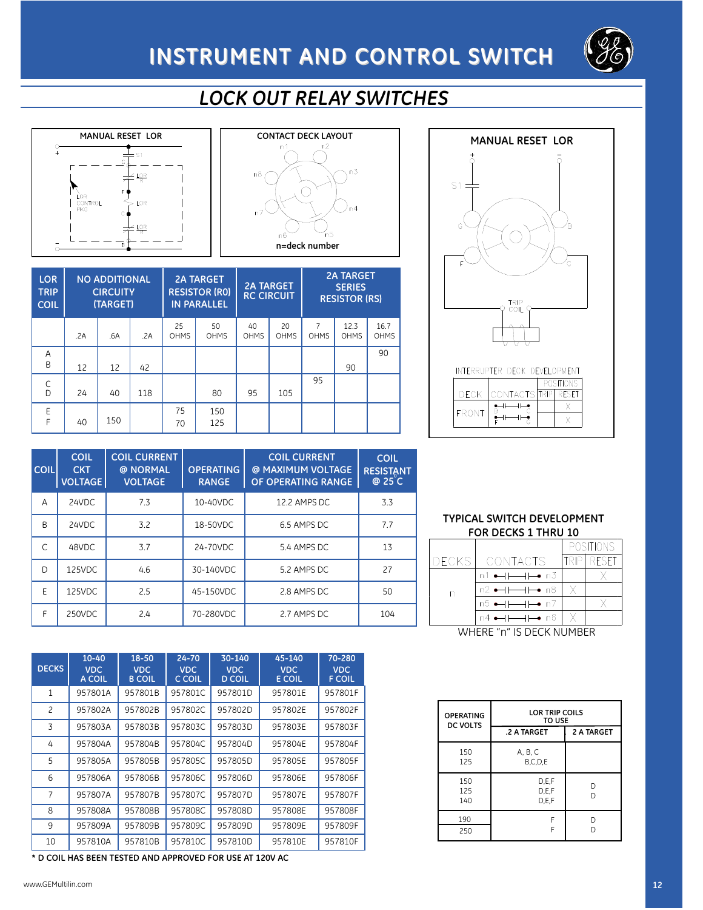# INSTRUMENT AND CONTROL SWITCH

## LOCK OUT RELAY SWITCHES

MANUAL RESET LOR

CONTACT DECK LAYOUT

n=deck number

MANUAL RESET LOR

INTERRUPTER DECK DEVELOPMENT

| DECK | CONTACTS | TRIP | RESET |
|---|---|---|---|
| FRONT | B – C | | X |
| | F – G | | X |

| LOR TRIP COIL | NO ADDITIONAL CIRCUITRY (TARGET) | | | 2A TARGET RESISTOR (R0) IN PARALLEL | | 2A TARGET RC CIRCUIT | | 2A TARGET SERIES RESISTOR (RS) | | |
|---|---|---|---|---|---|---|---|---|---|---|
| | .2A | .6A | .2A | 25 OHMS | 50 OHMS | 40 OHMS | 20 OHMS | 7 OHMS | 12.3 OHMS | 16.7 OHMS |
| A<br>B | 12 | 12 | 42 | | | | | | 90 | 90 |
| C<br>D | 24 | 40 | 118 | | 80 | 95 | 105 | 95 | | |
| E<br>F | 40 | 150 | | 75<br>70 | 150<br>125 | | | | | |

| COIL | COIL CKT VOLTAGE | COIL CURRENT @ NORMAL VOLTAGE | OPERATING RANGE | COIL CURRENT @ MAXIMUM VOLTAGE OF OPERATING RANGE | COIL RESISTANT @ 25°C |
|---|---|---|---|---|---|
| A | 24VDC | 7.3 | 10-40VDC | 12.2 AMPS DC | 3.3 |
| B | 24VDC | 3.2 | 18-50VDC | 6.5 AMPS DC | 7.7 |
| C | 48VDC | 3.7 | 24-70VDC | 5.4 AMPS DC | 13 |
| D | 125VDC | 4.6 | 30-140VDC | 5.2 AMPS DC | 27 |
| E | 125VDC | 2.5 | 45-150VDC | 2.8 AMPS DC | 50 |
| F | 250VDC | 2.4 | 70-280VDC | 2.7 AMPS DC | 104 |

### TYPICAL SWITCH DEVELOPMENT FOR DECKS 1 THRU 10

| DECKS | CONTACTS | TRIP | RESET |
|---|---|---|---|
| n | n1 – n3 | | X |
| | n2 – n8 | X | |
| | n5 – n7 | | X |
| | n4 – n6 | X | |

WHERE "n" IS DECK NUMBER

| DECKS | 10-40 VDC A COIL | 18-50 VDC B COIL | 24-70 VDC C COIL | 30-140 VDC D COIL | 45-140 VDC E COIL | 70-280 VDC F COIL |
|---|---|---|---|---|---|---|
| 1 | 957801A | 957801B | 957801C | 957801D | 957801E | 957801F |
| 2 | 957802A | 957802B | 957802C | 957802D | 957802E | 957802F |
| 3 | 957803A | 957803B | 957803C | 957803D | 957803E | 957803F |
| 4 | 957804A | 957804B | 957804C | 957804D | 957804E | 957804F |
| 5 | 957805A | 957805B | 957805C | 957805D | 957805E | 957805F |
| 6 | 957806A | 957806B | 957806C | 957806D | 957806E | 957806F |
| 7 | 957807A | 957807B | 957807C | 957807D | 957807E | 957807F |
| 8 | 957808A | 957808B | 957808C | 957808D | 957808E | 957808F |
| 9 | 957809A | 957809B | 957809C | 957809D | 957809E | 957809F |
| 10 | 957810A | 957810B | 957810C | 957810D | 957810E | 957810F |

\* D COIL HAS BEEN TESTED AND APPROVED FOR USE AT 120V AC

| OPERATING DC VOLTS | LOR TRIP COILS TO USE | |
|---|---|---|
| | .2 A TARGET | 2 A TARGET |
| 150<br>125 | A, B, C<br>B,C,D,E | |
| 150<br>125<br>140 | D,E,F<br>D,E,F<br>D,E,F | D<br>D |
| 190<br>250 | F<br>F | D<br>D |

www.GEMultilin.com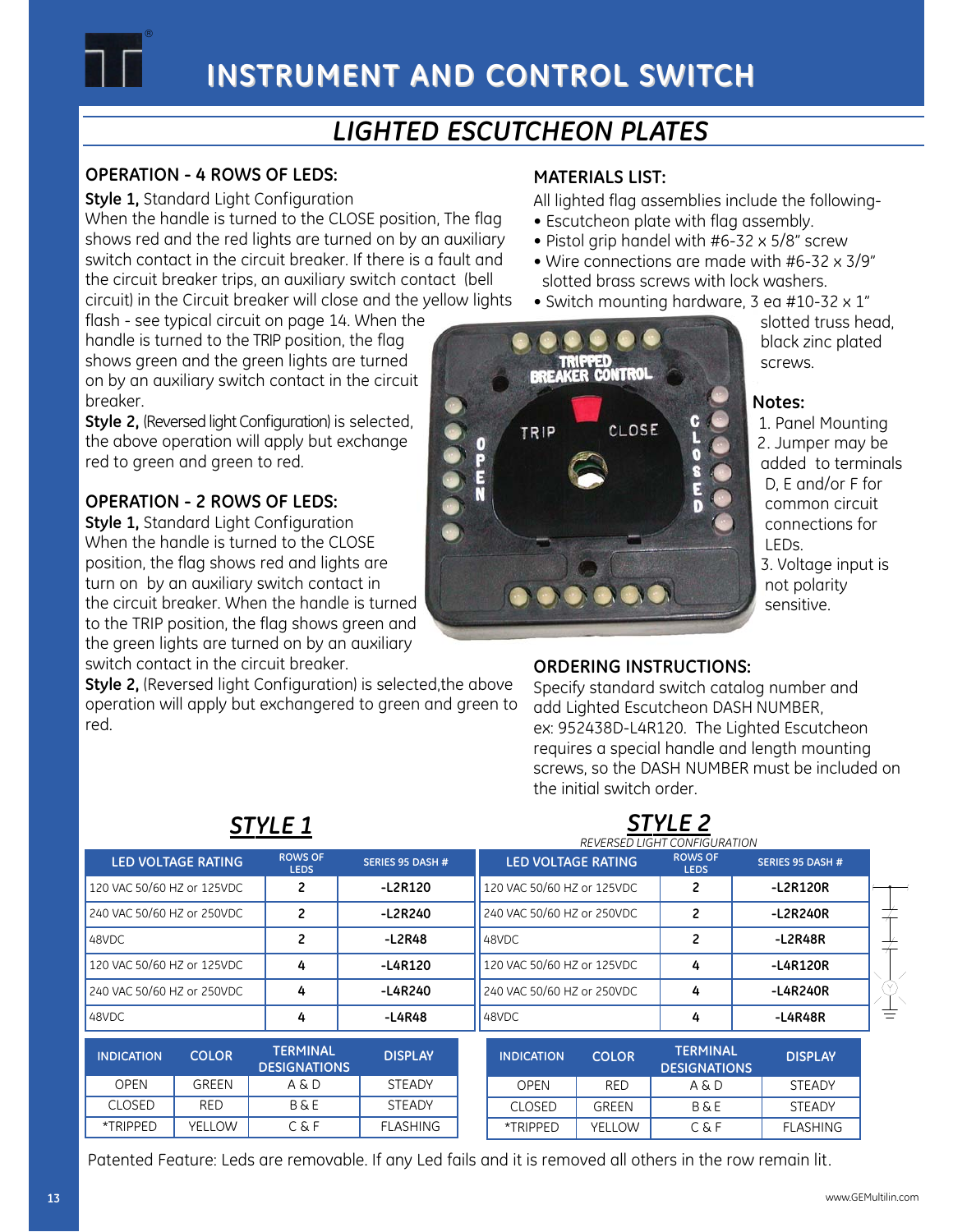# INSTRUMENT AND CONTROL SWITCH

## *LIGHTED ESCUTCHEON PLATES*

### OPERATION - 4 ROWS OF LEDS:

**Style 1,** Standard Light Configuration
When the handle is turned to the CLOSE position, The flag shows red and the red lights are turned on by an auxiliary switch contact in the circuit breaker. If there is a fault and the circuit breaker trips, an auxiliary switch contact (bell circuit) in the Circuit breaker will close and the yellow lights flash - see typical circuit on page 14. When the handle is turned to the TRIP position, the flag shows green and the green lights are turned on by an auxiliary switch contact in the circuit breaker.

**Style 2,** (Reversed light Configuration) is selected, the above operation will apply but exchange red to green and green to red.

### OPERATION - 2 ROWS OF LEDS:

**Style 1,** Standard Light Configuration
When the handle is turned to the CLOSE position, the flag shows red and lights are turn on by an auxiliary switch contact in the circuit breaker. When the handle is turned to the TRIP position, the flag shows green and the green lights are turned on by an auxiliary switch contact in the circuit breaker.

**Style 2,** (Reversed light Configuration) is selected,the above operation will apply but exchangered to green and green to red.

### MATERIALS LIST:

All lighted flag assemblies include the following-

- Escutcheon plate with flag assembly.
- Pistol grip handel with #6-32 x 5/8" screw
- Wire connections are made with #6-32 x 3/9" slotted brass screws with lock washers.
- Switch mounting hardware, 3 ea #10-32 x 1" slotted truss head, black zinc plated screws.

### Notes:

1. Panel Mounting
2. Jumper may be added to terminals D, E and/or F for common circuit connections for LEDs.
3. Voltage input is not polarity sensitive.

### ORDERING INSTRUCTIONS:

Specify standard switch catalog number and add Lighted Escutcheon DASH NUMBER, ex: 952438D-L4R120. The Lighted Escutcheon requires a special handle and length mounting screws, so the DASH NUMBER must be included on the initial switch order.

## *STYLE 1*

| LED VOLTAGE RATING | ROWS OF LEDS | SERIES 95 DASH # |
|---|---|---|
| 120 VAC 50/60 HZ or 125VDC | 2 | -L2R120 |
| 240 VAC 50/60 HZ or 250VDC | 2 | -L2R240 |
| 48VDC | 2 | -L2R48 |
| 120 VAC 50/60 HZ or 125VDC | 4 | -L4R120 |
| 240 VAC 50/60 HZ or 250VDC | 4 | -L4R240 |
| 48VDC | 4 | -L4R48 |

| INDICATION | COLOR | TERMINAL DESIGNATIONS | DISPLAY |
|---|---|---|---|
| OPEN | GREEN | A & D | STEADY |
| CLOSED | RED | B & E | STEADY |
| *TRIPPED | YELLOW | C & F | FLASHING |

## *STYLE 2*

*REVERSED LIGHT CONFIGURATION*

| LED VOLTAGE RATING | ROWS OF LEDS | SERIES 95 DASH # |
|---|---|---|
| 120 VAC 50/60 HZ or 125VDC | 2 | -L2R120R |
| 240 VAC 50/60 HZ or 250VDC | 2 | -L2R240R |
| 48VDC | 2 | -L2R48R |
| 120 VAC 50/60 HZ or 125VDC | 4 | -L4R120R |
| 240 VAC 50/60 HZ or 250VDC | 4 | -L4R240R |
| 48VDC | 4 | -L4R48R |

| INDICATION | COLOR | TERMINAL DESIGNATIONS | DISPLAY |
|---|---|---|---|
| OPEN | RED | A & D | STEADY |
| CLOSED | GREEN | B & E | STEADY |
| *TRIPPED | YELLOW | C & F | FLASHING |

Patented Feature: Leds are removable. If any Led fails and it is removed all others in the row remain lit.

www.GEMultilin.com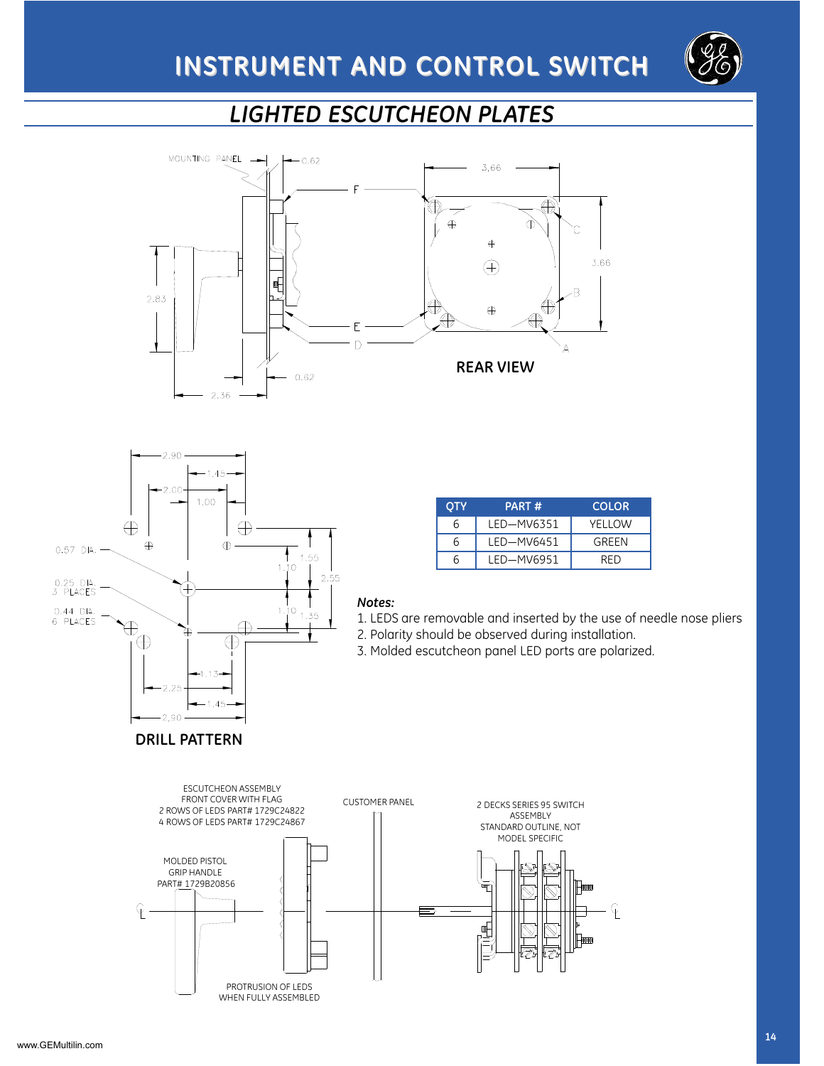# INSTRUMENT AND CONTROL SWITCH

## LIGHTED ESCUTCHEON PLATES

MOUNTING PANEL

0.62

F

E

D

2.83

0.62

2.36

3.66

C

3.66

B

A

**REAR VIEW**

2.90

1.45

2.00

1.00

0.57 DIA.

0.25 DIA. 3 PLACES

0.44 DIA. 6 PLACES

1.10

1.55

2.55

1.10

1.35

1.13

2.25

1.45

2.90

**DRILL PATTERN**

| QTY | PART # | COLOR |
|---|---|---|
| 6 | LED—MV6351 | YELLOW |
| 6 | LED—MV6451 | GREEN |
| 6 | LED—MV6951 | RED |

***Notes:***

1. LEDS are removable and inserted by the use of needle nose pliers
2. Polarity should be observed during installation.
3. Molded escutcheon panel LED ports are polarized.

ESCUTCHEON ASSEMBLY
FRONT COVER WITH FLAG
2 ROWS OF LEDS PART# 1729C24822
4 ROWS OF LEDS PART# 1729C24867

CUSTOMER PANEL

2 DECKS SERIES 95 SWITCH ASSEMBLY
STANDARD OUTLINE, NOT MODEL SPECIFIC

MOLDED PISTOL GRIP HANDLE
PART# 1729B20856

PROTRUSION OF LEDS WHEN FULLY ASSEMBLED

www.GEMultilin.com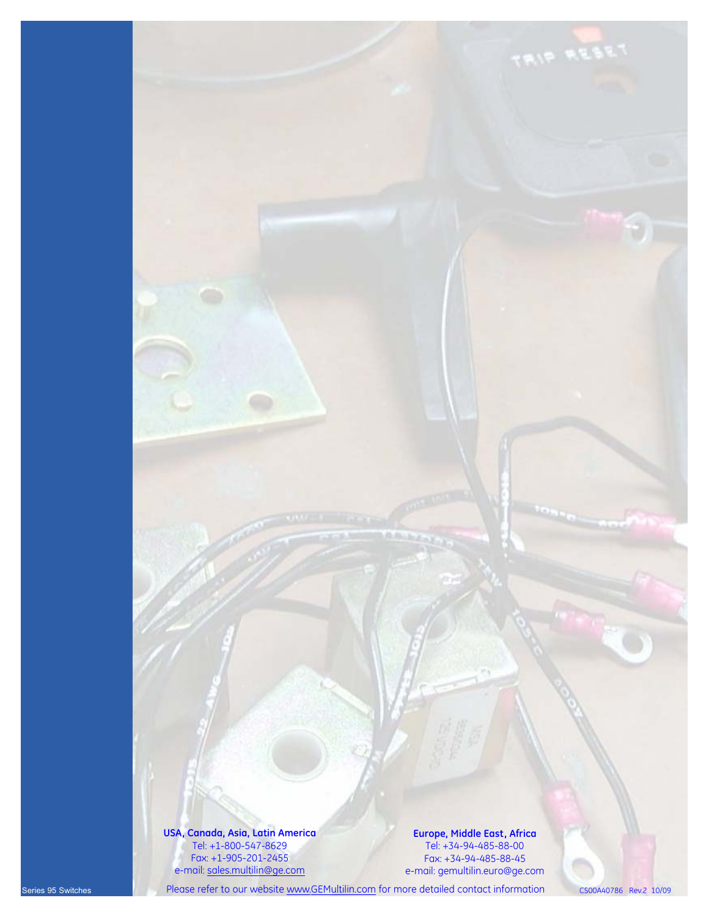**USA, Canada, Asia, Latin America**
Tel: +1-800-547-8629
Fax: +1-905-201-2455
e-mail: sales.multilin@ge.com

**Europe, Middle East, Africa**
Tel: +34-94-485-88-00
Fax: +34-94-485-88-45
e-mail: gemultilin.euro@ge.com

Please refer to our website www.GEMultilin.com for more detailed contact information

Series 95 Switches

CS00A40786 Rev.2 10/09